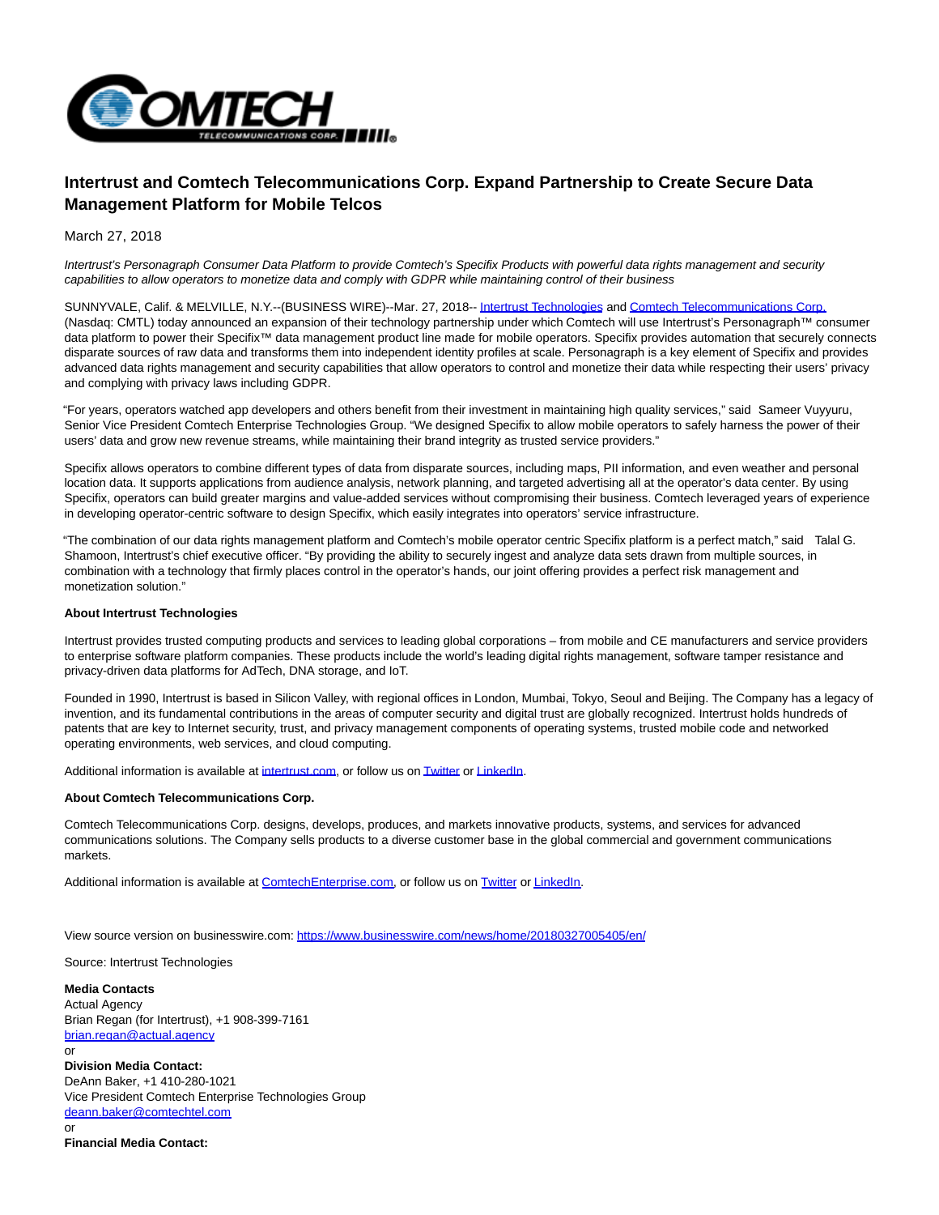# Intertrust and Comtech Telecommunications Corp. Expand Partnership to Create Secure Data Management Platform for Mobile Telcos

March 27, 2018

*Intertrust's Personagraph Consumer Data Platform to provide Comtech's Specifix Products with powerful data rights management and security capabilities to allow operators to monetize data and comply with GDPR while maintaining control of their business*

SUNNYVALE, Calif. & MELVILLE, N.Y.--(BUSINESS WIRE)--Mar. 27, 2018-- Intertrust Technologies and Comtech Telecommunications Corp. (Nasdaq: CMTL) today announced an expansion of their technology partnership under which Comtech will use Intertrust's Personagraph™ consumer data platform to power their Specifix™ data management product line made for mobile operators. Specifix provides automation that securely connects disparate sources of raw data and transforms them into independent identity profiles at scale. Personagraph is a key element of Specifix and provides advanced data rights management and security capabilities that allow operators to control and monetize their data while respecting their users' privacy and complying with privacy laws including GDPR.

"For years, operators watched app developers and others benefit from their investment in maintaining high quality services," said Sameer Vuyyuru, Senior Vice President Comtech Enterprise Technologies Group. "We designed Specifix to allow mobile operators to safely harness the power of their users' data and grow new revenue streams, while maintaining their brand integrity as trusted service providers."

Specifix allows operators to combine different types of data from disparate sources, including maps, PII information, and even weather and personal location data. It supports applications from audience analysis, network planning, and targeted advertising all at the operator's data center. By using Specifix, operators can build greater margins and value-added services without compromising their business. Comtech leveraged years of experience in developing operator-centric software to design Specifix, which easily integrates into operators' service infrastructure.

"The combination of our data rights management platform and Comtech's mobile operator centric Specifix platform is a perfect match," said Talal G. Shamoon, Intertrust's chief executive officer. "By providing the ability to securely ingest and analyze data sets drawn from multiple sources, in combination with a technology that firmly places control in the operator's hands, our joint offering provides a perfect risk management and monetization solution."

**About Intertrust Technologies**

Intertrust provides trusted computing products and services to leading global corporations – from mobile and CE manufacturers and service providers to enterprise software platform companies. These products include the world's leading digital rights management, software tamper resistance and privacy-driven data platforms for AdTech, DNA storage, and IoT.

Founded in 1990, Intertrust is based in Silicon Valley, with regional offices in London, Mumbai, Tokyo, Seoul and Beijing. The Company has a legacy of invention, and its fundamental contributions in the areas of computer security and digital trust are globally recognized. Intertrust holds hundreds of patents that are key to Internet security, trust, and privacy management components of operating systems, trusted mobile code and networked operating environments, web services, and cloud computing.

Additional information is available at intertrust.com, or follow us on Twitter or LinkedIn.

**About Comtech Telecommunications Corp.**

Comtech Telecommunications Corp. designs, develops, produces, and markets innovative products, systems, and services for advanced communications solutions. The Company sells products to a diverse customer base in the global commercial and government communications markets.

Additional information is available at ComtechEnterprise.com, or follow us on Twitter or LinkedIn.

View source version on businesswire.com: https://www.businesswire.com/news/home/20180327005405/en/

Source: Intertrust Technologies

**Media Contacts**
Actual Agency
Brian Regan (for Intertrust), +1 908-399-7161
brian.regan@actual.agency
or
**Division Media Contact:**
DeAnn Baker, +1 410-280-1021
Vice President Comtech Enterprise Technologies Group
deann.baker@comtechtel.com
or
**Financial Media Contact:**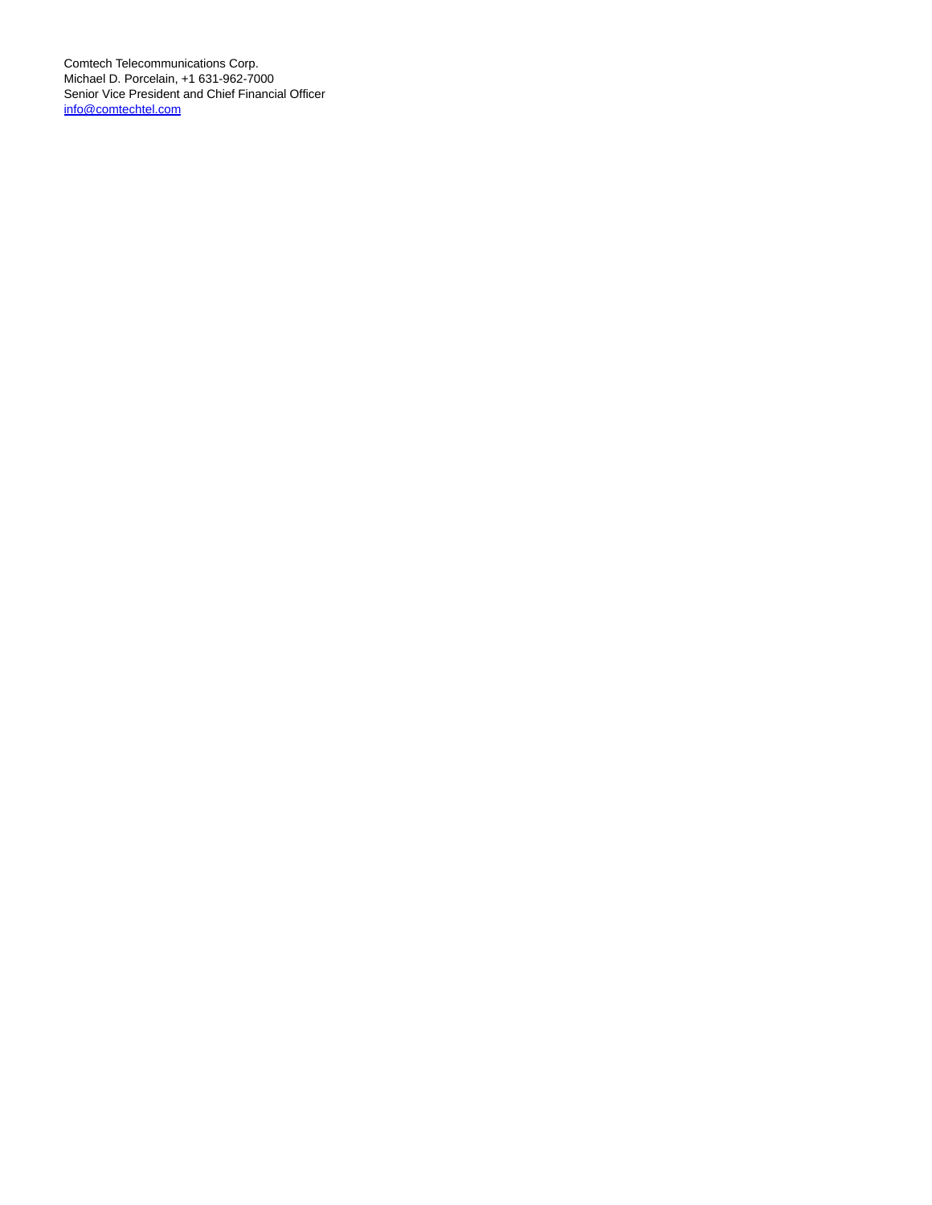Comtech Telecommunications Corp.
Michael D. Porcelain, +1 631-962-7000
Senior Vice President and Chief Financial Officer
info@comtechtel.com